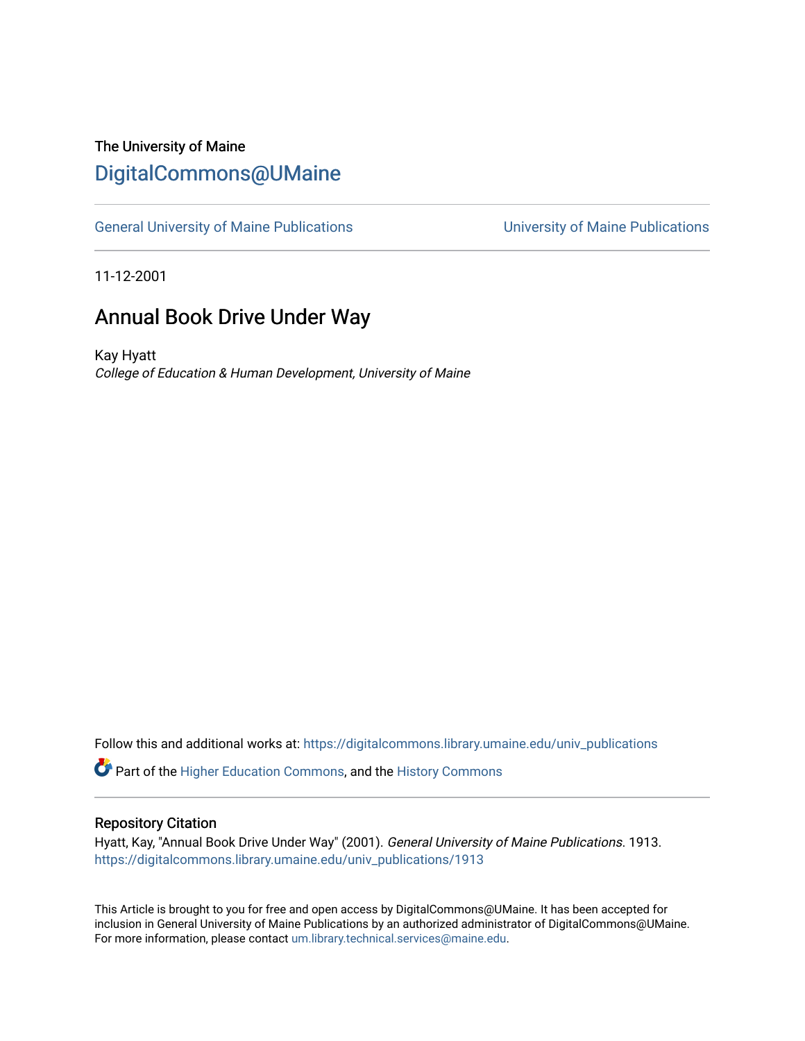The University of Maine

# DigitalCommons@UMaine

General University of Maine Publications | University of Maine Publications

11-12-2001

## Annual Book Drive Under Way

Kay Hyatt

*College of Education & Human Development, University of Maine*

Follow this and additional works at: https://digitalcommons.library.umaine.edu/univ_publications

Part of the Higher Education Commons, and the History Commons

### Repository Citation

Hyatt, Kay, "Annual Book Drive Under Way" (2001). *General University of Maine Publications*. 1913.
https://digitalcommons.library.umaine.edu/univ_publications/1913

This Article is brought to you for free and open access by DigitalCommons@UMaine. It has been accepted for inclusion in General University of Maine Publications by an authorized administrator of DigitalCommons@UMaine. For more information, please contact um.library.technical.services@maine.edu.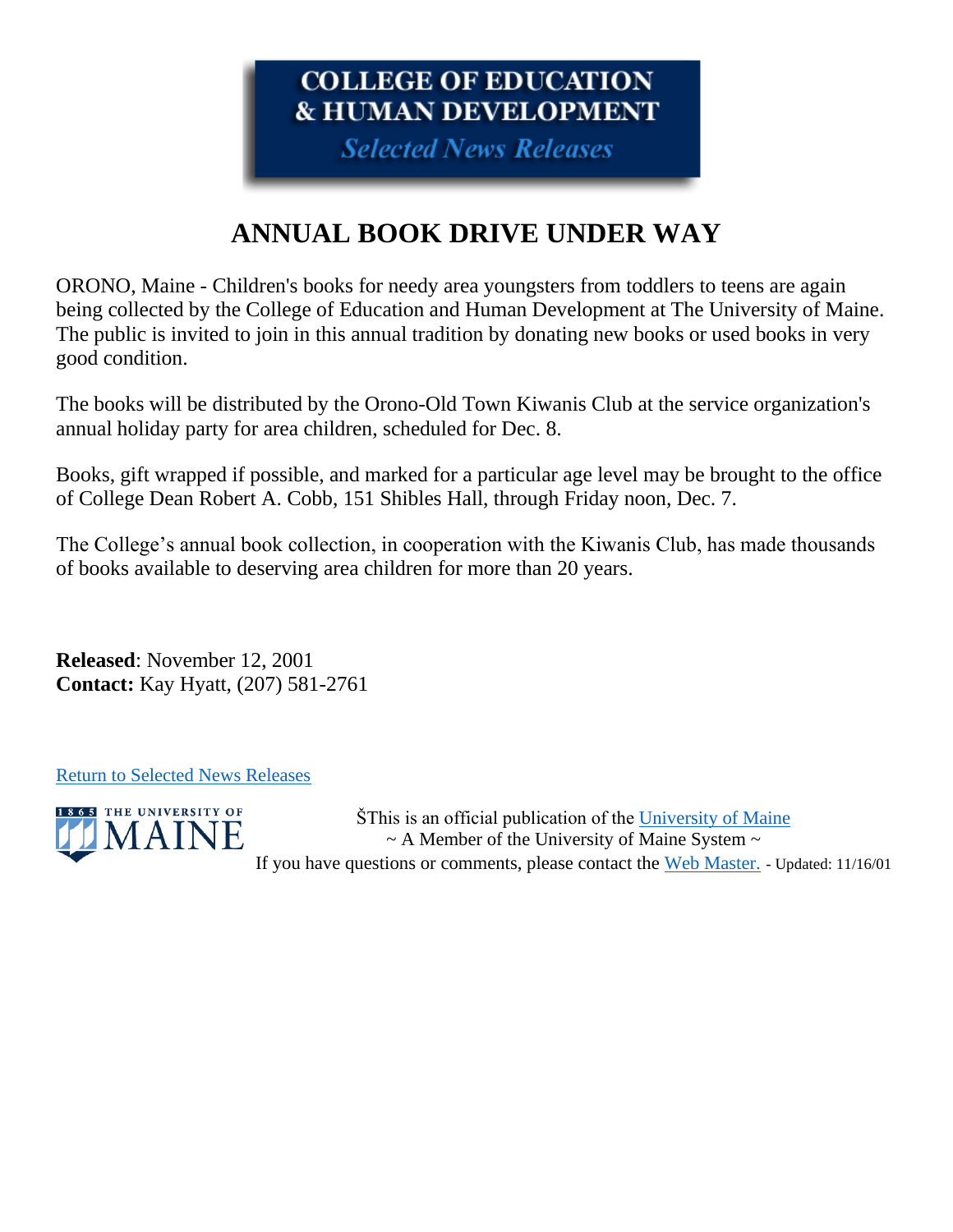**COLLEGE OF EDUCATION & HUMAN DEVELOPMENT**

***Selected News Releases***

# ANNUAL BOOK DRIVE UNDER WAY

ORONO, Maine - Children's books for needy area youngsters from toddlers to teens are again being collected by the College of Education and Human Development at The University of Maine. The public is invited to join in this annual tradition by donating new books or used books in very good condition.

The books will be distributed by the Orono-Old Town Kiwanis Club at the service organization's annual holiday party for area children, scheduled for Dec. 8.

Books, gift wrapped if possible, and marked for a particular age level may be brought to the office of College Dean Robert A. Cobb, 151 Shibles Hall, through Friday noon, Dec. 7.

The College's annual book collection, in cooperation with the Kiwanis Club, has made thousands of books available to deserving area children for more than 20 years.

**Released**: November 12, 2001
**Contact:** Kay Hyatt, (207) 581-2761

Return to Selected News Releases

1865 THE UNIVERSITY OF MAINE

ŠThis is an official publication of the University of Maine
~ A Member of the University of Maine System ~
If you have questions or comments, please contact the Web Master. - Updated: 11/16/01